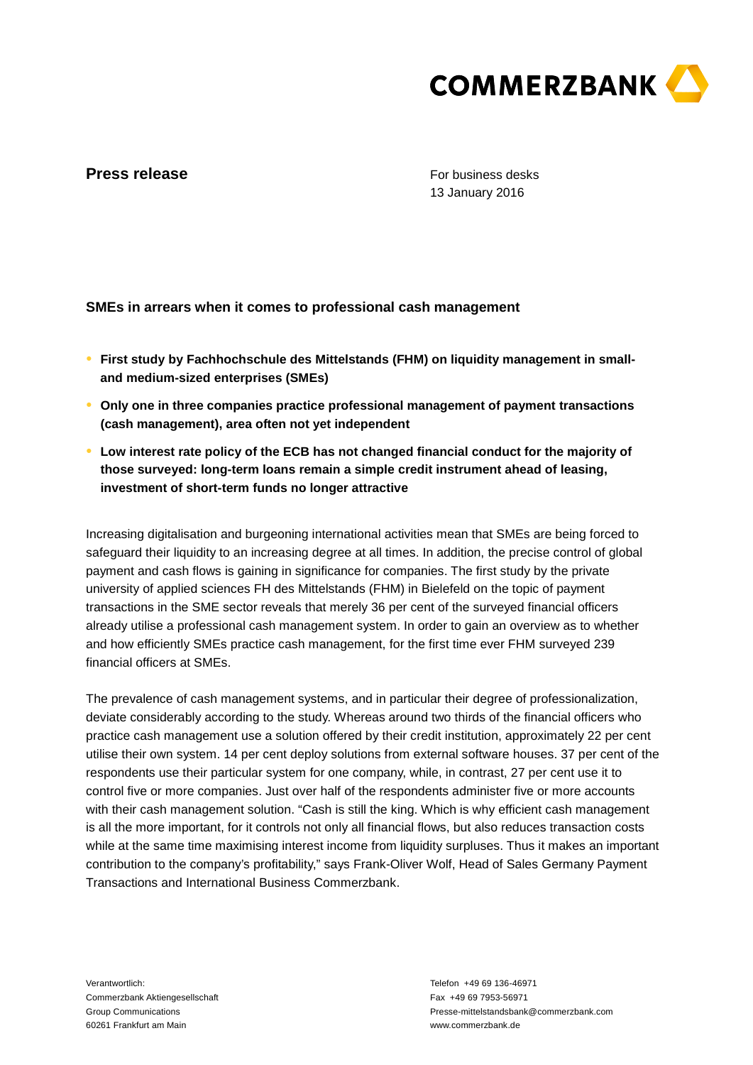**Press release**

For business desks
13 January 2016

## SMEs in arrears when it comes to professional cash management

- **First study by Fachhochschule des Mittelstands (FHM) on liquidity management in small- and medium-sized enterprises (SMEs)**
- **Only one in three companies practice professional management of payment transactions (cash management), area often not yet independent**
- **Low interest rate policy of the ECB has not changed financial conduct for the majority of those surveyed: long-term loans remain a simple credit instrument ahead of leasing, investment of short-term funds no longer attractive**

Increasing digitalisation and burgeoning international activities mean that SMEs are being forced to safeguard their liquidity to an increasing degree at all times. In addition, the precise control of global payment and cash flows is gaining in significance for companies. The first study by the private university of applied sciences FH des Mittelstands (FHM) in Bielefeld on the topic of payment transactions in the SME sector reveals that merely 36 per cent of the surveyed financial officers already utilise a professional cash management system. In order to gain an overview as to whether and how efficiently SMEs practice cash management, for the first time ever FHM surveyed 239 financial officers at SMEs.

The prevalence of cash management systems, and in particular their degree of professionalization, deviate considerably according to the study. Whereas around two thirds of the financial officers who practice cash management use a solution offered by their credit institution, approximately 22 per cent utilise their own system. 14 per cent deploy solutions from external software houses. 37 per cent of the respondents use their particular system for one company, while, in contrast, 27 per cent use it to control five or more companies. Just over half of the respondents administer five or more accounts with their cash management solution. “Cash is still the king. Which is why efficient cash management is all the more important, for it controls not only all financial flows, but also reduces transaction costs while at the same time maximising interest income from liquidity surpluses. Thus it makes an important contribution to the company’s profitability,” says Frank-Oliver Wolf, Head of Sales Germany Payment Transactions and International Business Commerzbank.

Verantwortlich:
Commerzbank Aktiengesellschaft
Group Communications
60261 Frankfurt am Main

Telefon +49 69 136-46971
Fax +49 69 7953-56971
Presse-mittelstandsbank@commerzbank.com
www.commerzbank.de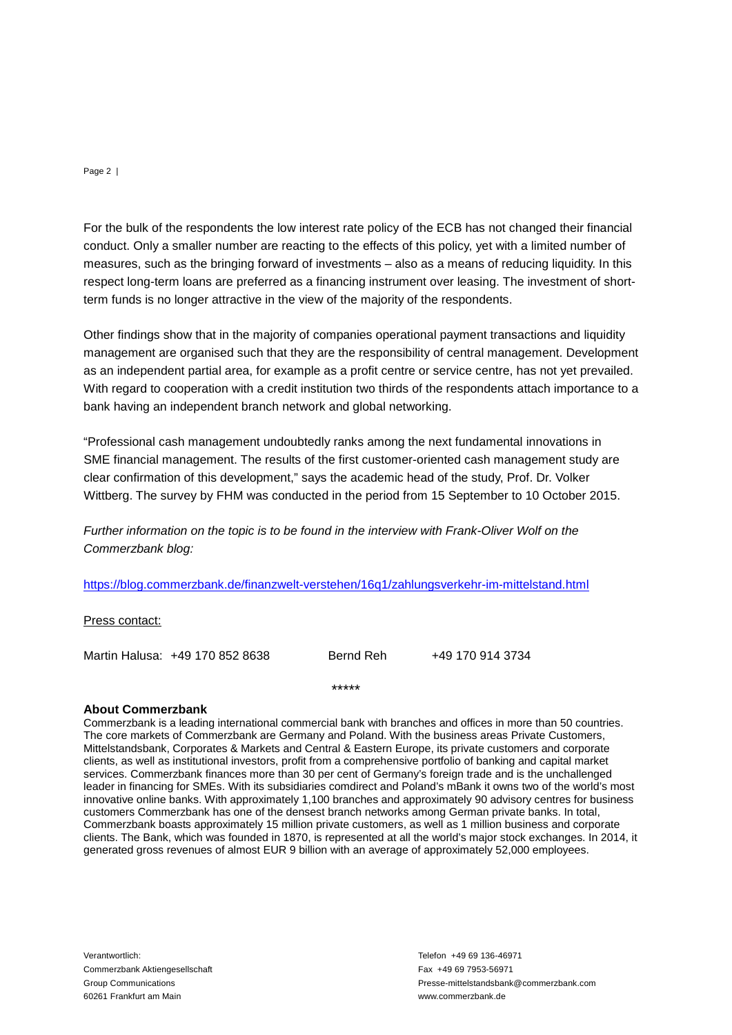For the bulk of the respondents the low interest rate policy of the ECB has not changed their financial conduct. Only a smaller number are reacting to the effects of this policy, yet with a limited number of measures, such as the bringing forward of investments – also as a means of reducing liquidity. In this respect long-term loans are preferred as a financing instrument over leasing. The investment of short-term funds is no longer attractive in the view of the majority of the respondents.

Other findings show that in the majority of companies operational payment transactions and liquidity management are organised such that they are the responsibility of central management. Development as an independent partial area, for example as a profit centre or service centre, has not yet prevailed. With regard to cooperation with a credit institution two thirds of the respondents attach importance to a bank having an independent branch network and global networking.

"Professional cash management undoubtedly ranks among the next fundamental innovations in SME financial management. The results of the first customer-oriented cash management study are clear confirmation of this development," says the academic head of the study, Prof. Dr. Volker Wittberg. The survey by FHM was conducted in the period from 15 September to 10 October 2015.

*Further information on the topic is to be found in the interview with Frank-Oliver Wolf on the Commerzbank blog:*

https://blog.commerzbank.de/finanzwelt-verstehen/16q1/zahlungsverkehr-im-mittelstand.html

Press contact:

Martin Halusa: +49 170 852 8638 Bernd Reh +49 170 914 3734

*****

**About Commerzbank**

Commerzbank is a leading international commercial bank with branches and offices in more than 50 countries. The core markets of Commerzbank are Germany and Poland. With the business areas Private Customers, Mittelstandsbank, Corporates & Markets and Central & Eastern Europe, its private customers and corporate clients, as well as institutional investors, profit from a comprehensive portfolio of banking and capital market services. Commerzbank finances more than 30 per cent of Germany's foreign trade and is the unchallenged leader in financing for SMEs. With its subsidiaries comdirect and Poland's mBank it owns two of the world's most innovative online banks. With approximately 1,100 branches and approximately 90 advisory centres for business customers Commerzbank has one of the densest branch networks among German private banks. In total, Commerzbank boasts approximately 15 million private customers, as well as 1 million business and corporate clients. The Bank, which was founded in 1870, is represented at all the world's major stock exchanges. In 2014, it generated gross revenues of almost EUR 9 billion with an average of approximately 52,000 employees.

Verantwortlich:
Commerzbank Aktiengesellschaft
Group Communications
60261 Frankfurt am Main

Telefon +49 69 136-46971
Fax +49 69 7953-56971
Presse-mittelstandsbank@commerzbank.com
www.commerzbank.de